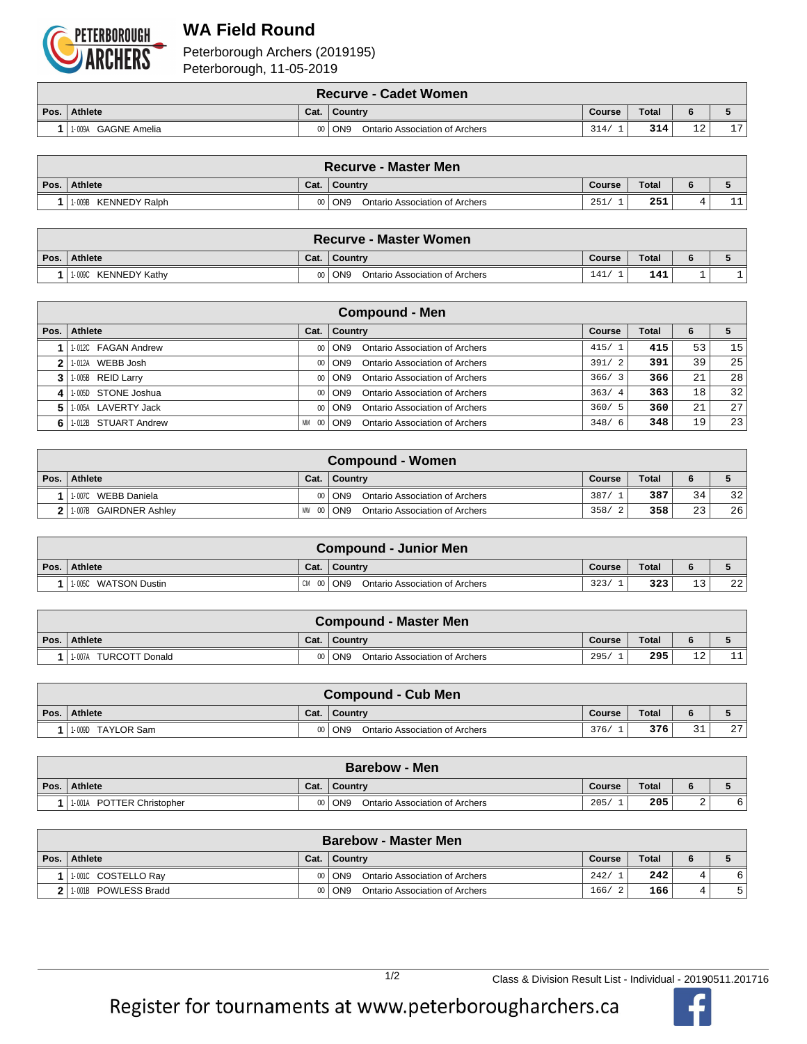# WA Field Round

Peterborough Archers (2019195)
Peterborough, 11-05-2019

| Recurve - Cadet Women | | | | | | | |
|---|---|---|---|---|---|---|---|
| Pos. | Athlete | Cat. | Country | Course | Total | 6 | 5 |
| 1 | 1-009A GAGNE Amelia | 00 | ON9 Ontario Association of Archers | 314/ 1 | **314** | 12 | 17 |

| Recurve - Master Men | | | | | | | |
|---|---|---|---|---|---|---|---|
| Pos. | Athlete | Cat. | Country | Course | Total | 6 | 5 |
| 1 | 1-009B KENNEDY Ralph | 00 | ON9 Ontario Association of Archers | 251/ 1 | **251** | 4 | 11 |

| Recurve - Master Women | | | | | | | |
|---|---|---|---|---|---|---|---|
| Pos. | Athlete | Cat. | Country | Course | Total | 6 | 5 |
| 1 | 1-009C KENNEDY Kathy | 00 | ON9 Ontario Association of Archers | 141/ 1 | **141** | 1 | 1 |

| Compound - Men | | | | | | | |
|---|---|---|---|---|---|---|---|
| Pos. | Athlete | Cat. | Country | Course | Total | 6 | 5 |
| 1 | 1-012C FAGAN Andrew | 00 | ON9 Ontario Association of Archers | 415/ 1 | **415** | 53 | 15 |
| 2 | 1-012A WEBB Josh | 00 | ON9 Ontario Association of Archers | 391/ 2 | **391** | 39 | 25 |
| 3 | 1-005B REID Larry | 00 | ON9 Ontario Association of Archers | 366/ 3 | **366** | 21 | 28 |
| 4 | 1-005D STONE Joshua | 00 | ON9 Ontario Association of Archers | 363/ 4 | **363** | 18 | 32 |
| 5 | 1-005A LAVERTY Jack | 00 | ON9 Ontario Association of Archers | 360/ 5 | **360** | 21 | 27 |
| 6 | 1-012B STUART Andrew | MM 00 | ON9 Ontario Association of Archers | 348/ 6 | **348** | 19 | 23 |

| Compound - Women | | | | | | | |
|---|---|---|---|---|---|---|---|
| Pos. | Athlete | Cat. | Country | Course | Total | 6 | 5 |
| 1 | 1-007C WEBB Daniela | 00 | ON9 Ontario Association of Archers | 387/ 1 | **387** | 34 | 32 |
| 2 | 1-007B GAIRDNER Ashley | MW 00 | ON9 Ontario Association of Archers | 358/ 2 | **358** | 23 | 26 |

| Compound - Junior Men | | | | | | | |
|---|---|---|---|---|---|---|---|
| Pos. | Athlete | Cat. | Country | Course | Total | 6 | 5 |
| 1 | 1-005C WATSON Dustin | CM 00 | ON9 Ontario Association of Archers | 323/ 1 | **323** | 13 | 22 |

| Compound - Master Men | | | | | | | |
|---|---|---|---|---|---|---|---|
| Pos. | Athlete | Cat. | Country | Course | Total | 6 | 5 |
| 1 | 1-007A TURCOTT Donald | 00 | ON9 Ontario Association of Archers | 295/ 1 | **295** | 12 | 11 |

| Compound - Cub Men | | | | | | | |
|---|---|---|---|---|---|---|---|
| Pos. | Athlete | Cat. | Country | Course | Total | 6 | 5 |
| 1 | 1-009D TAYLOR Sam | 00 | ON9 Ontario Association of Archers | 376/ 1 | **376** | 31 | 27 |

| Barebow - Men | | | | | | | |
|---|---|---|---|---|---|---|---|
| Pos. | Athlete | Cat. | Country | Course | Total | 6 | 5 |
| 1 | 1-001A POTTER Christopher | 00 | ON9 Ontario Association of Archers | 205/ 1 | **205** | 2 | 6 |

| Barebow - Master Men | | | | | | | |
|---|---|---|---|---|---|---|---|
| Pos. | Athlete | Cat. | Country | Course | Total | 6 | 5 |
| 1 | 1-001C COSTELLO Ray | 00 | ON9 Ontario Association of Archers | 242/ 1 | **242** | 4 | 6 |
| 2 | 1-001B POWLESS Bradd | 00 | ON9 Ontario Association of Archers | 166/ 2 | **166** | 4 | 5 |

Class & Division Result List - Individual - 20190511.201716

Register for tournaments at www.peterborougharchers.ca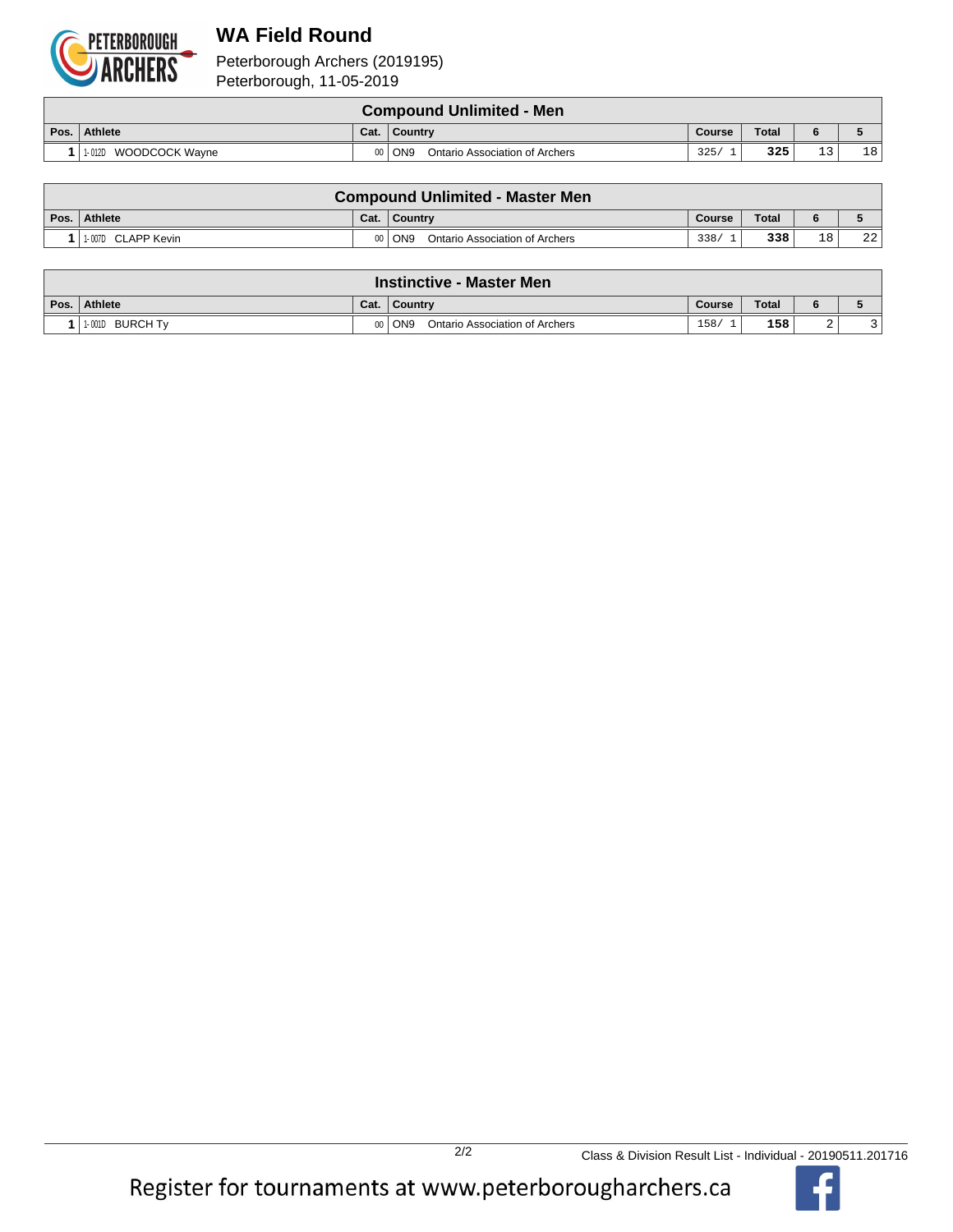# WA Field Round

Peterborough Archers (2019195)
Peterborough, 11-05-2019

## Compound Unlimited - Men

| Pos. | Athlete | Cat. | Country | Course | Total | 6 | 5 |
|---|---|---|---|---|---|---|---|
| 1 | 1-012D WOODCOCK Wayne | 00 | ON9 Ontario Association of Archers | 325/ 1 | 325 | 13 | 18 |

## Compound Unlimited - Master Men

| Pos. | Athlete | Cat. | Country | Course | Total | 6 | 5 |
|---|---|---|---|---|---|---|---|
| 1 | 1-007D CLAPP Kevin | 00 | ON9 Ontario Association of Archers | 338/ 1 | 338 | 18 | 22 |

## Instinctive - Master Men

| Pos. | Athlete | Cat. | Country | Course | Total | 6 | 5 |
|---|---|---|---|---|---|---|---|
| 1 | 1-001D BURCH Ty | 00 | ON9 Ontario Association of Archers | 158/ 1 | 158 | 2 | 3 |

Class & Division Result List - Individual - 20190511.201716

Register for tournaments at www.peterborougharchers.ca